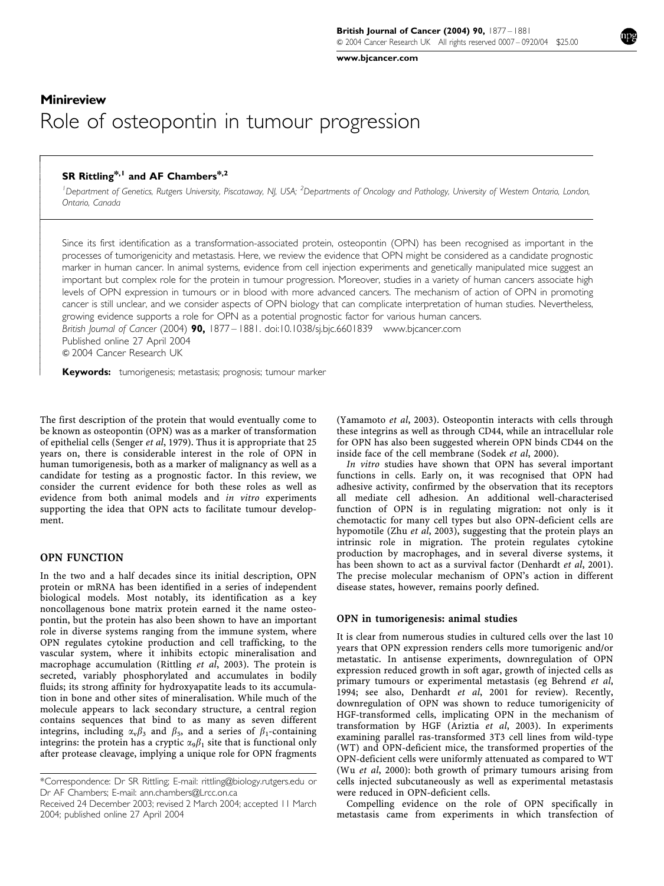**Minireview**

# Role of osteopontin in tumour progression

**SR Rittling*[,1] and AF Chambers*[,2]**

[1]Department of Genetics, Rutgers University, Piscataway, NJ, USA; [2]Departments of Oncology and Pathology, University of Western Ontario, London, Ontario, Canada

Since its first identification as a transformation-associated protein, osteopontin (OPN) has been recognised as important in the processes of tumorigenicity and metastasis. Here, we review the evidence that OPN might be considered as a candidate prognostic marker in human cancer. In animal systems, evidence from cell injection experiments and genetically manipulated mice suggest an important but complex role for the protein in tumour progression. Moreover, studies in a variety of human cancers associate high levels of OPN expression in tumours or in blood with more advanced cancers. The mechanism of action of OPN in promoting cancer is still unclear, and we consider aspects of OPN biology that can complicate interpretation of human studies. Nevertheless, growing evidence supports a role for OPN as a potential prognostic factor for various human cancers.

*British Journal of Cancer* (2004) **90,** 1877–1881. doi:10.1038/sj.bjc.6601839 www.bjcancer.com
Published online 27 April 2004
© 2004 Cancer Research UK

**Keywords:** tumorigenesis; metastasis; prognosis; tumour marker

The first description of the protein that would eventually come to be known as osteopontin (OPN) was as a marker of transformation of epithelial cells (Senger *et al*, 1979). Thus it is appropriate that 25 years on, there is considerable interest in the role of OPN in human tumorigenesis, both as a marker of malignancy as well as a candidate for testing as a prognostic factor. In this review, we consider the current evidence for both these roles as well as evidence from both animal models and *in vitro* experiments supporting the idea that OPN acts to facilitate tumour development.

## OPN FUNCTION

In the two and a half decades since its initial description, OPN protein or mRNA has been identified in a series of independent biological models. Most notably, its identification as a key noncollagenous bone matrix protein earned it the name osteopontin, but the protein has also been shown to have an important role in diverse systems ranging from the immune system, where OPN regulates cytokine production and cell trafficking, to the vascular system, where it inhibits ectopic mineralisation and macrophage accumulation (Rittling *et al*, 2003). The protein is secreted, variably phosphorylated and accumulates in bodily fluids; its strong affinity for hydroxyapatite leads to its accumulation in bone and other sites of mineralisation. While much of the molecule appears to lack secondary structure, a central region contains sequences that bind to as many as seven different integrins, including $\alpha_v\beta_3$ and $\beta_5$, and a series of $\beta_1$-containing integrins: the protein has a cryptic $\alpha_9\beta_1$ site that is functional only after protease cleavage, implying a unique role for OPN fragments (Yamamoto *et al*, 2003). Osteopontin interacts with cells through these integrins as well as through CD44, while an intracellular role for OPN has also been suggested wherein OPN binds CD44 on the inside face of the cell membrane (Sodek *et al*, 2000).

*In vitro* studies have shown that OPN has several important functions in cells. Early on, it was recognised that OPN had adhesive activity, confirmed by the observation that its receptors all mediate cell adhesion. An additional well-characterised function of OPN is in regulating migration: not only is it chemotactic for many cell types but also OPN-deficient cells are hypomotile (Zhu *et al*, 2003), suggesting that the protein plays an intrinsic role in migration. The protein regulates cytokine production by macrophages, and in several diverse systems, it has been shown to act as a survival factor (Denhardt *et al*, 2001). The precise molecular mechanism of OPN's action in different disease states, however, remains poorly defined.

### OPN in tumorigenesis: animal studies

It is clear from numerous studies in cultured cells over the last 10 years that OPN expression renders cells more tumorigenic and/or metastatic. In antisense experiments, downregulation of OPN expression reduced growth in soft agar, growth of injected cells as primary tumours or experimental metastasis (eg Behrend *et al*, 1994; see also, Denhardt *et al*, 2001 for review). Recently, downregulation of OPN was shown to reduce tumorigenicity of HGF-transformed cells, implicating OPN in the mechanism of transformation by HGF (Ariztia *et al*, 2003). In experiments examining parallel ras-transformed 3T3 cell lines from wild-type (WT) and OPN-deficient mice, the transformed properties of the OPN-deficient cells were uniformly attenuated as compared to WT (Wu *et al*, 2000): both growth of primary tumours arising from cells injected subcutaneously as well as experimental metastasis were reduced in OPN-deficient cells.

Compelling evidence on the role of OPN specifically in metastasis came from experiments in which transfection of

*Correspondence: Dr SR Rittling; E-mail: rittling@biology.rutgers.edu or Dr AF Chambers; E-mail: ann.chambers@Lrcc.on.ca

Received 24 December 2003; revised 2 March 2004; accepted 11 March 2004; published online 27 April 2004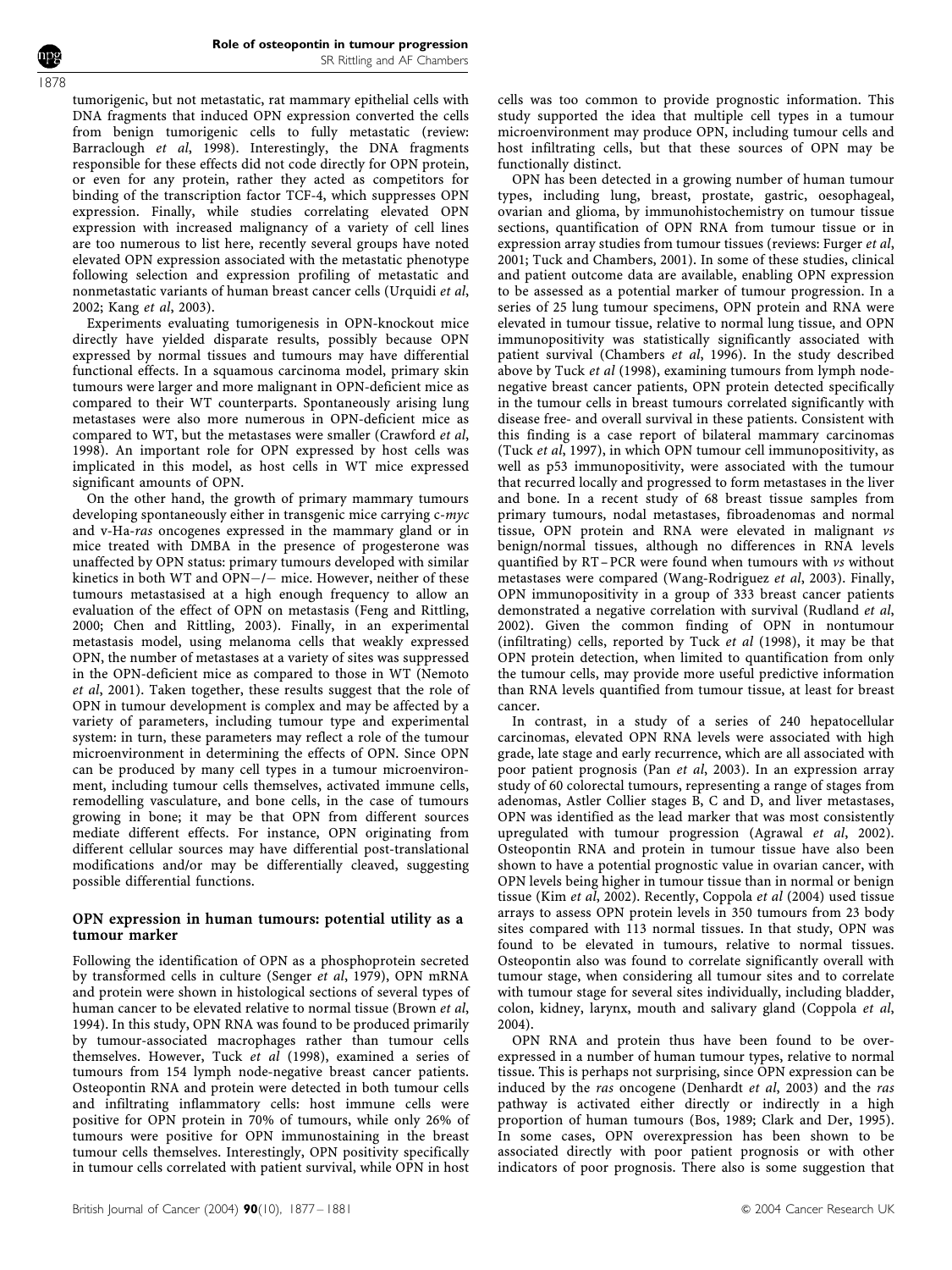tumorigenic, but not metastatic, rat mammary epithelial cells with DNA fragments that induced OPN expression converted the cells from benign tumorigenic cells to fully metastatic (review: Barraclough *et al*, 1998). Interestingly, the DNA fragments responsible for these effects did not code directly for OPN protein, or even for any protein, rather they acted as competitors for binding of the transcription factor TCF-4, which suppresses OPN expression. Finally, while studies correlating elevated OPN expression with increased malignancy of a variety of cell lines are too numerous to list here, recently several groups have noted elevated OPN expression associated with the metastatic phenotype following selection and expression profiling of metastatic and nonmetastatic variants of human breast cancer cells (Urquidi *et al*, 2002; Kang *et al*, 2003).

Experiments evaluating tumorigenesis in OPN-knockout mice directly have yielded disparate results, possibly because OPN expressed by normal tissues and tumours may have differential functional effects. In a squamous carcinoma model, primary skin tumours were larger and more malignant in OPN-deficient mice as compared to their WT counterparts. Spontaneously arising lung metastases were also more numerous in OPN-deficient mice as compared to WT, but the metastases were smaller (Crawford *et al*, 1998). An important role for OPN expressed by host cells was implicated in this model, as host cells in WT mice expressed significant amounts of OPN.

On the other hand, the growth of primary mammary tumours developing spontaneously either in transgenic mice carrying *c-myc* and v-Ha-*ras* oncogenes expressed in the mammary gland or in mice treated with DMBA in the presence of progesterone was unaffected by OPN status: primary tumours developed with similar kinetics in both WT and OPN−/− mice. However, neither of these tumours metastasised at a high enough frequency to allow an evaluation of the effect of OPN on metastasis (Feng and Rittling, 2000; Chen and Rittling, 2003). Finally, in an experimental metastasis model, using melanoma cells that weakly expressed OPN, the number of metastases at a variety of sites was suppressed in the OPN-deficient mice as compared to those in WT (Nemoto *et al*, 2001). Taken together, these results suggest that the role of OPN in tumour development is complex and may be affected by a variety of parameters, including tumour type and experimental system: in turn, these parameters may reflect a role of the tumour microenvironment in determining the effects of OPN. Since OPN can be produced by many cell types in a tumour microenvironment, including tumour cells themselves, activated immune cells, remodelling vasculature, and bone cells, in the case of tumours growing in bone; it may be that OPN from different sources mediate different effects. For instance, OPN originating from different cellular sources may have differential post-translational modifications and/or may be differentially cleaved, suggesting possible differential functions.

## OPN expression in human tumours: potential utility as a tumour marker

Following the identification of OPN as a phosphoprotein secreted by transformed cells in culture (Senger *et al*, 1979), OPN mRNA and protein were shown in histological sections of several types of human cancer to be elevated relative to normal tissue (Brown *et al*, 1994). In this study, OPN RNA was found to be produced primarily by tumour-associated macrophages rather than tumour cells themselves. However, Tuck *et al* (1998), examined a series of tumours from 154 lymph node-negative breast cancer patients. Osteopontin RNA and protein were detected in both tumour cells and infiltrating inflammatory cells: host immune cells were positive for OPN protein in 70% of tumours, while only 26% of tumours were positive for OPN immunostaining in the breast tumour cells themselves. Interestingly, OPN positivity specifically in tumour cells correlated with patient survival, while OPN in host cells was too common to provide prognostic information. This study supported the idea that multiple cell types in a tumour microenvironment may produce OPN, including tumour cells and host infiltrating cells, but that these sources of OPN may be functionally distinct.

OPN has been detected in a growing number of human tumour types, including lung, breast, prostate, gastric, oesophageal, ovarian and glioma, by immunohistochemistry on tumour tissue sections, quantification of OPN RNA from tumour tissue or in expression array studies from tumour tissues (reviews: Furger *et al*, 2001; Tuck and Chambers, 2001). In some of these studies, clinical and patient outcome data are available, enabling OPN expression to be assessed as a potential marker of tumour progression. In a series of 25 lung tumour specimens, OPN protein and RNA were elevated in tumour tissue, relative to normal lung tissue, and OPN immunopositivity was statistically significantly associated with patient survival (Chambers *et al*, 1996). In the study described above by Tuck *et al* (1998), examining tumours from lymph node-negative breast cancer patients, OPN protein detected specifically in the tumour cells in breast tumours correlated significantly with disease free- and overall survival in these patients. Consistent with this finding is a case report of bilateral mammary carcinomas (Tuck *et al*, 1997), in which OPN tumour cell immunopositivity, as well as p53 immunopositivity, were associated with the tumour that recurred locally and progressed to form metastases in the liver and bone. In a recent study of 68 breast tissue samples from primary tumours, nodal metastases, fibroadenomas and normal tissue, OPN protein and RNA were elevated in malignant *vs* benign/normal tissues, although no differences in RNA levels quantified by RT–PCR were found when tumours with *vs* without metastases were compared (Wang-Rodriguez *et al*, 2003). Finally, OPN immunopositivity in a group of 333 breast cancer patients demonstrated a negative correlation with survival (Rudland *et al*, 2002). Given the common finding of OPN in nontumour (infiltrating) cells, reported by Tuck *et al* (1998), it may be that OPN protein detection, when limited to quantification from only the tumour cells, may provide more useful predictive information than RNA levels quantified from tumour tissue, at least for breast cancer.

In contrast, in a study of a series of 240 hepatocellular carcinomas, elevated OPN RNA levels were associated with high grade, late stage and early recurrence, which are all associated with poor patient prognosis (Pan *et al*, 2003). In an expression array study of 60 colorectal tumours, representing a range of stages from adenomas, Astler Collier stages B, C and D, and liver metastases, OPN was identified as the lead marker that was most consistently upregulated with tumour progression (Agrawal *et al*, 2002). Osteopontin RNA and protein in tumour tissue have also been shown to have a potential prognostic value in ovarian cancer, with OPN levels being higher in tumour tissue than in normal or benign tissue (Kim *et al*, 2002). Recently, Coppola *et al* (2004) used tissue arrays to assess OPN protein levels in 350 tumours from 23 body sites compared with 113 normal tissues. In that study, OPN was found to be elevated in tumours, relative to normal tissues. Osteopontin also was found to correlate significantly overall with tumour stage, when considering all tumour sites and to correlate with tumour stage for several sites individually, including bladder, colon, kidney, larynx, mouth and salivary gland (Coppola *et al*, 2004).

OPN RNA and protein thus have been found to be overexpressed in a number of human tumour types, relative to normal tissue. This is perhaps not surprising, since OPN expression can be induced by the *ras* oncogene (Denhardt *et al*, 2003) and the *ras* pathway is activated either directly or indirectly in a high proportion of human tumours (Bos, 1989; Clark and Der, 1995). In some cases, OPN overexpression has been shown to be associated directly with poor patient prognosis or with other indicators of poor prognosis. There also is some suggestion that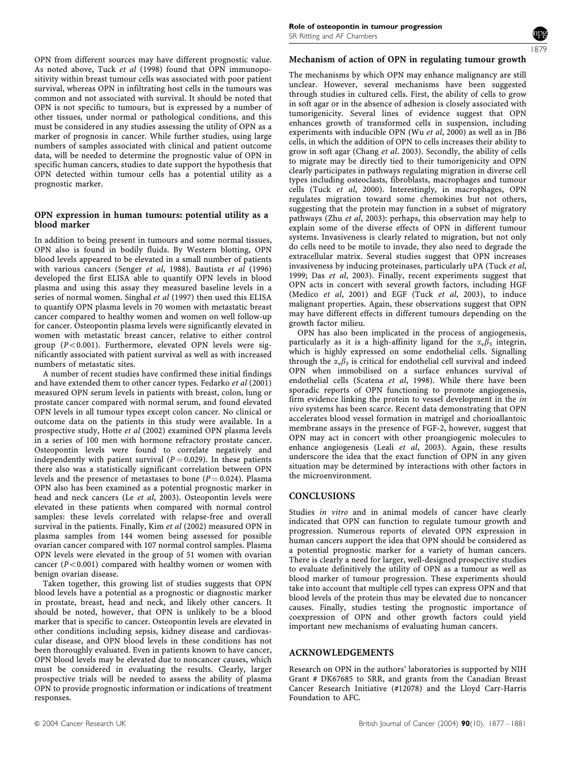OPN from different sources may have different prognostic value. As noted above, Tuck *et al* (1998) found that OPN immunopositivity within breast tumour cells was associated with poor patient survival, whereas OPN in infiltrating host cells in the tumours was common and not associated with survival. It should be noted that OPN is not specific to tumours, but is expressed by a number of other tissues, under normal or pathological conditions, and this must be considered in any studies assessing the utility of OPN as a marker of prognosis in cancer. While further studies, using large numbers of samples associated with clinical and patient outcome data, will be needed to determine the prognostic value of OPN in specific human cancers, studies to date support the hypothesis that OPN detected within tumour cells has a potential utility as a prognostic marker.

## OPN expression in human tumours: potential utility as a blood marker

In addition to being present in tumours and some normal tissues, OPN also is found in bodily fluids. By Western blotting, OPN blood levels appeared to be elevated in a small number of patients with various cancers (Senger *et al*, 1988). Bautista *et al* (1996) developed the first ELISA able to quantify OPN levels in blood plasma and using this assay they measured baseline levels in a series of normal women. Singhal *et al* (1997) then used this ELISA to quantify OPN plasma levels in 70 women with metastatic breast cancer compared to healthy women and women on well follow-up for cancer. Osteopontin plasma levels were significantly elevated in women with metastatic breast cancer, relative to either control group ($P<0.001$). Furthermore, elevated OPN levels were significantly associated with patient survival as well as with increased numbers of metastatic sites.

A number of recent studies have confirmed these initial findings and have extended them to other cancer types. Fedarko *et al* (2001) measured OPN serum levels in patients with breast, colon, lung or prostate cancer compared with normal serum, and found elevated OPN levels in all tumour types except colon cancer. No clinical or outcome data on the patients in this study were available. In a prospective study, Hotte *et al* (2002) examined OPN plasma levels in a series of 100 men with hormone refractory prostate cancer. Osteopontin levels were found to correlate negatively and independently with patient survival ($P=0.029$). In these patients there also was a statistically significant correlation between OPN levels and the presence of metastases to bone ($P=0.024$). Plasma OPN also has been examined as a potential prognostic marker in head and neck cancers (Le *et al*, 2003). Osteopontin levels were elevated in these patients when compared with normal control samples: these levels correlated with relapse-free and overall survival in the patients. Finally, Kim *et al* (2002) measured OPN in plasma samples from 144 women being assessed for possible ovarian cancer compared with 107 normal control samples. Plasma OPN levels were elevated in the group of 51 women with ovarian cancer ($P<0.001$) compared with healthy women or women with benign ovarian disease.

Taken together, this growing list of studies suggests that OPN blood levels have a potential as a prognostic or diagnostic marker in prostate, breast, head and neck, and likely other cancers. It should be noted, however, that OPN is unlikely to be a blood marker that is specific to cancer. Osteopontin levels are elevated in other conditions including sepsis, kidney disease and cardiovascular disease, and OPN blood levels in these conditions has not been thoroughly evaluated. Even in patients known to have cancer, OPN blood levels may be elevated due to noncancer causes, which must be considered in evaluating the results. Clearly, larger prospective trials will be needed to assess the ability of plasma OPN to provide prognostic information or indications of treatment responses.

## Mechanism of action of OPN in regulating tumour growth

The mechanisms by which OPN may enhance malignancy are still unclear. However, several mechanisms have been suggested through studies in cultured cells. First, the ability of cells to grow in soft agar or in the absence of adhesion is closely associated with tumorigenicity. Several lines of evidence suggest that OPN enhances growth of transformed cells in suspension, including experiments with inducible OPN (Wu *et al*, 2000) as well as in JB6 cells, in which the addition of OPN to cells increases their ability to grow in soft agar (Chang *et al*. 2003). Secondly, the ability of cells to migrate may be directly tied to their tumorigenicity and OPN clearly participates in pathways regulating migration in diverse cell types including osteoclasts, fibroblasts, macrophages and tumour cells (Tuck *et al*, 2000). Interestingly, in macrophages, OPN regulates migration toward some chemokines but not others, suggesting that the protein may function in a subset of migratory pathways (Zhu *et al*, 2003): perhaps, this observation may help to explain some of the diverse effects of OPN in different tumour systems. Invasiveness is clearly related to migration, but not only do cells need to be motile to invade, they also need to degrade the extracellular matrix. Several studies suggest that OPN increases invasiveness by inducing proteinases, particularly uPA (Tuck *et al*, 1999; Das *et al*, 2003). Finally, recent experiments suggest that OPN acts in concert with several growth factors, including HGF (Medico *et al*, 2001) and EGF (Tuck *et al*, 2003), to induce malignant properties. Again, these observations suggest that OPN may have different effects in different tumours depending on the growth factor milieu.

OPN has also been implicated in the process of angiogenesis, particularly as it is a high-affinity ligand for the $\alpha_v\beta_3$ integrin, which is highly expressed on some endothelial cells. Signalling through the $\alpha_v\beta_3$ is critical for endothelial cell survival and indeed OPN when immobilised on a surface enhances survival of endothelial cells (Scatena *et al*, 1998). While there have been sporadic reports of OPN functioning to promote angiogenesis, firm evidence linking the protein to vessel development in the *in vivo* systems has been scarce. Recent data demonstrating that OPN accelerates blood vessel formation in matrigel and chorioallantoic membrane assays in the presence of FGF-2, however, suggest that OPN may act in concert with other proangiogenic molecules to enhance angiogenesis (Leali *et al*, 2003). Again, these results underscore the idea that the exact function of OPN in any given situation may be determined by interactions with other factors in the microenvironment.

## CONCLUSIONS

Studies *in vitro* and in animal models of cancer have clearly indicated that OPN can function to regulate tumour growth and progression. Numerous reports of elevated OPN expression in human cancers support the idea that OPN should be considered as a potential prognostic marker for a variety of human cancers. There is clearly a need for larger, well-designed prospective studies to evaluate definitively the utility of OPN as a tumour as well as blood marker of tumour progression. These experiments should take into account that multiple cell types can express OPN and that blood levels of the protein thus may be elevated due to noncancer causes. Finally, studies testing the prognostic importance of coexpression of OPN and other growth factors could yield important new mechanisms of evaluating human cancers.

## ACKNOWLEDGEMENTS

Research on OPN in the authors' laboratories is supported by NIH Grant # DK67685 to SRR, and grants from the Canadian Breast Cancer Research Initiative (#12078) and the Lloyd Carr-Harris Foundation to AFC.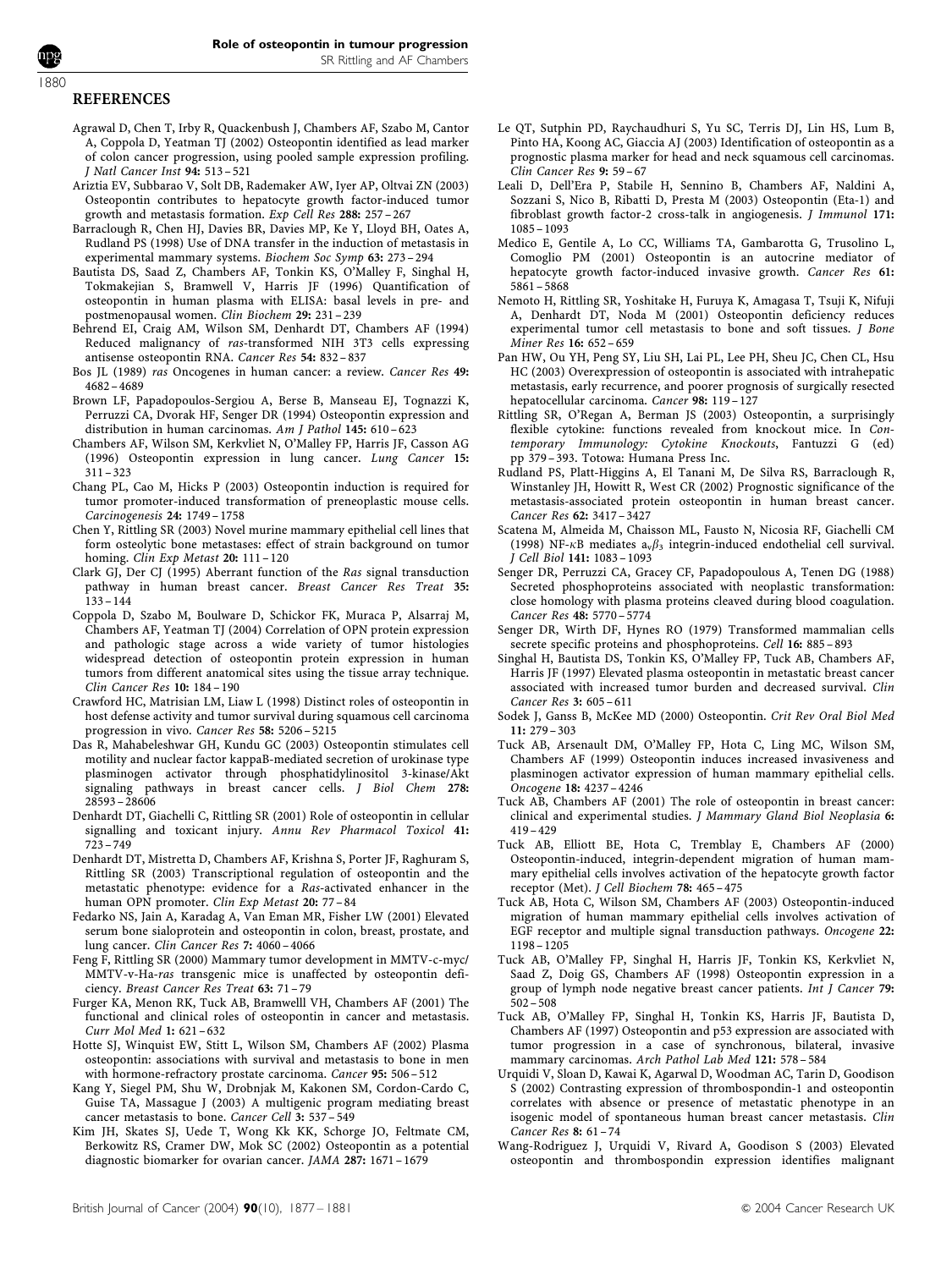## REFERENCES

Agrawal D, Chen T, Irby R, Quackenbush J, Chambers AF, Szabo M, Cantor A, Coppola D, Yeatman TJ (2002) Osteopontin identified as lead marker of colon cancer progression, using pooled sample expression profiling. *J Natl Cancer Inst* **94:** 513–521

Ariztia EV, Subbarao V, Solt DB, Rademaker AW, Iyer AP, Oltvai ZN (2003) Osteopontin contributes to hepatocyte growth factor-induced tumor growth and metastasis formation. *Exp Cell Res* **288:** 257–267

Barraclough R, Chen HJ, Davies BR, Davies MP, Ke Y, Lloyd BH, Oates A, Rudland PS (1998) Use of DNA transfer in the induction of metastasis in experimental mammary systems. *Biochem Soc Symp* **63:** 273–294

Bautista DS, Saad Z, Chambers AF, Tonkin KS, O'Malley F, Singhal H, Tokmakejian S, Bramwell V, Harris JF (1996) Quantification of osteopontin in human plasma with ELISA: basal levels in pre- and postmenopausal women. *Clin Biochem* **29:** 231–239

Behrend EI, Craig AM, Wilson SM, Denhardt DT, Chambers AF (1994) Reduced malignancy of *ras*-transformed NIH 3T3 cells expressing antisense osteopontin RNA. *Cancer Res* **54:** 832–837

Bos JL (1989) *ras* Oncogenes in human cancer: a review. *Cancer Res* **49:** 4682–4689

Brown LF, Papadopoulos-Sergiou A, Berse B, Manseau EJ, Tognazzi K, Perruzzi CA, Dvorak HF, Senger DR (1994) Osteopontin expression and distribution in human carcinomas. *Am J Pathol* **145:** 610–623

Chambers AF, Wilson SM, Kerkvliet N, O'Malley FP, Harris JF, Casson AG (1996) Osteopontin expression in lung cancer. *Lung Cancer* **15:** 311–323

Chang PL, Cao M, Hicks P (2003) Osteopontin induction is required for tumor promoter-induced transformation of preneoplastic mouse cells. *Carcinogenesis* **24:** 1749–1758

Chen Y, Rittling SR (2003) Novel murine mammary epithelial cell lines that form osteolytic bone metastases: effect of strain background on tumor homing. *Clin Exp Metast* **20:** 111–120

Clark GJ, Der CJ (1995) Aberrant function of the *Ras* signal transduction pathway in human breast cancer. *Breast Cancer Res Treat* **35:** 133–144

Coppola D, Szabo M, Boulware D, Schickor FK, Muraca P, Alsarraj M, Chambers AF, Yeatman TJ (2004) Correlation of OPN protein expression and pathologic stage across a wide variety of tumor histologies widespread detection of osteopontin protein expression in human tumors from different anatomical sites using the tissue array technique. *Clin Cancer Res* **10:** 184–190

Crawford HC, Matrisian LM, Liaw L (1998) Distinct roles of osteopontin in host defense activity and tumor survival during squamous cell carcinoma progression in vivo. *Cancer Res* **58:** 5206–5215

Das R, Mahabeleshwar GH, Kundu GC (2003) Osteopontin stimulates cell motility and nuclear factor kappaB-mediated secretion of urokinase type plasminogen activator through phosphatidylinositol 3-kinase/Akt signaling pathways in breast cancer cells. *J Biol Chem* **278:** 28593–28606

Denhardt DT, Giachelli C, Rittling SR (2001) Role of osteopontin in cellular signalling and toxicant injury. *Annu Rev Pharmacol Toxicol* **41:** 723–749

Denhardt DT, Mistretta D, Chambers AF, Krishna S, Porter JF, Raghuram S, Rittling SR (2003) Transcriptional regulation of osteopontin and the metastatic phenotype: evidence for a *Ras*-activated enhancer in the human OPN promoter. *Clin Exp Metast* **20:** 77–84

Fedarko NS, Jain A, Karadag A, Van Eman MR, Fisher LW (2001) Elevated serum bone sialoprotein and osteopontin in colon, breast, prostate, and lung cancer. *Clin Cancer Res* **7:** 4060–4066

Feng F, Rittling SR (2000) Mammary tumor development in MMTV-c-myc/MMTV-v-Ha-*ras* transgenic mice is unaffected by osteopontin deficiency. *Breast Cancer Res Treat* **63:** 71–79

Furger KA, Menon RK, Tuck AB, Bramwelll VH, Chambers AF (2001) The functional and clinical roles of osteopontin in cancer and metastasis. *Curr Mol Med* **1:** 621–632

Hotte SJ, Winquist EW, Stitt L, Wilson SM, Chambers AF (2002) Plasma osteopontin: associations with survival and metastasis to bone in men with hormone-refractory prostate carcinoma. *Cancer* **95:** 506–512

Kang Y, Siegel PM, Shu W, Drobnjak M, Kakonen SM, Cordon-Cardo C, Guise TA, Massague J (2003) A multigenic program mediating breast cancer metastasis to bone. *Cancer Cell* **3:** 537–549

Kim JH, Skates SJ, Uede T, Wong Kk KK, Schorge JO, Feltmate CM, Berkowitz RS, Cramer DW, Mok SC (2002) Osteopontin as a potential diagnostic biomarker for ovarian cancer. *JAMA* **287:** 1671–1679

Le QT, Sutphin PD, Raychaudhuri S, Yu SC, Terris DJ, Lin HS, Lum B, Pinto HA, Koong AC, Giaccia AJ (2003) Identification of osteopontin as a prognostic plasma marker for head and neck squamous cell carcinomas. *Clin Cancer Res* **9:** 59–67

Leali D, Dell'Era P, Stabile H, Sennino B, Chambers AF, Naldini A, Sozzani S, Nico B, Ribatti D, Presta M (2003) Osteopontin (Eta-1) and fibroblast growth factor-2 cross-talk in angiogenesis. *J Immunol* **171:** 1085–1093

Medico E, Gentile A, Lo CC, Williams TA, Gambarotta G, Trusolino L, Comoglio PM (2001) Osteopontin is an autocrine mediator of hepatocyte growth factor-induced invasive growth. *Cancer Res* **61:** 5861–5868

Nemoto H, Rittling SR, Yoshitake H, Furuya K, Amagasa T, Tsuji K, Nifuji A, Denhardt DT, Noda M (2001) Osteopontin deficiency reduces experimental tumor cell metastasis to bone and soft tissues. *J Bone Miner Res* **16:** 652–659

Pan HW, Ou YH, Peng SY, Liu SH, Lai PL, Lee PH, Sheu JC, Chen CL, Hsu HC (2003) Overexpression of osteopontin is associated with intrahepatic metastasis, early recurrence, and poorer prognosis of surgically resected hepatocellular carcinoma. *Cancer* **98:** 119–127

Rittling SR, O'Regan A, Berman JS (2003) Osteopontin, a surprisingly flexible cytokine: functions revealed from knockout mice. In *Contemporary Immunology: Cytokine Knockouts*, Fantuzzi G (ed) pp 379–393. Totowa: Humana Press Inc.

Rudland PS, Platt-Higgins A, El Tanani M, De Silva RS, Barraclough R, Winstanley JH, Howitt R, West CR (2002) Prognostic significance of the metastasis-associated protein osteopontin in human breast cancer. *Cancer Res* **62:** 3417–3427

Scatena M, Almeida M, Chaisson ML, Fausto N, Nicosia RF, Giachelli CM (1998) NF-$\kappa$B mediates $a_v\beta_3$ integrin-induced endothelial cell survival. *J Cell Biol* **141:** 1083–1093

Senger DR, Perruzzi CA, Gracey CF, Papadopoulous A, Tenen DG (1988) Secreted phosphoproteins associated with neoplastic transformation: close homology with plasma proteins cleaved during blood coagulation. *Cancer Res* **48:** 5770–5774

Senger DR, Wirth DF, Hynes RO (1979) Transformed mammalian cells secrete specific proteins and phosphoproteins. *Cell* **16:** 885–893

Singhal H, Bautista DS, Tonkin KS, O'Malley FP, Tuck AB, Chambers AF, Harris JF (1997) Elevated plasma osteopontin in metastatic breast cancer associated with increased tumor burden and decreased survival. *Clin Cancer Res* **3:** 605–611

Sodek J, Ganss B, McKee MD (2000) Osteopontin. *Crit Rev Oral Biol Med* **11:** 279–303

Tuck AB, Arsenault DM, O'Malley FP, Hota C, Ling MC, Wilson SM, Chambers AF (1999) Osteopontin induces increased invasiveness and plasminogen activator expression of human mammary epithelial cells. *Oncogene* **18:** 4237–4246

Tuck AB, Chambers AF (2001) The role of osteopontin in breast cancer: clinical and experimental studies. *J Mammary Gland Biol Neoplasia* **6:** 419–429

Tuck AB, Elliott BE, Hota C, Tremblay E, Chambers AF (2000) Osteopontin-induced, integrin-dependent migration of human mammary epithelial cells involves activation of the hepatocyte growth factor receptor (Met). *J Cell Biochem* **78:** 465–475

Tuck AB, Hota C, Wilson SM, Chambers AF (2003) Osteopontin-induced migration of human mammary epithelial cells involves activation of EGF receptor and multiple signal transduction pathways. *Oncogene* **22:** 1198–1205

Tuck AB, O'Malley FP, Singhal H, Harris JF, Tonkin KS, Kerkvliet N, Saad Z, Doig GS, Chambers AF (1998) Osteopontin expression in a group of lymph node negative breast cancer patients. *Int J Cancer* **79:** 502–508

Tuck AB, O'Malley FP, Singhal H, Tonkin KS, Harris JF, Bautista D, Chambers AF (1997) Osteopontin and p53 expression are associated with tumor progression in a case of synchronous, bilateral, invasive mammary carcinomas. *Arch Pathol Lab Med* **121:** 578–584

Urquidi V, Sloan D, Kawai K, Agarwal D, Woodman AC, Tarin D, Goodison S (2002) Contrasting expression of thrombospondin-1 and osteopontin correlates with absence or presence of metastatic phenotype in an isogenic model of spontaneous human breast cancer metastasis. *Clin Cancer Res* **8:** 61–74

Wang-Rodriguez J, Urquidi V, Rivard A, Goodison S (2003) Elevated osteopontin and thrombospondin expression identifies malignant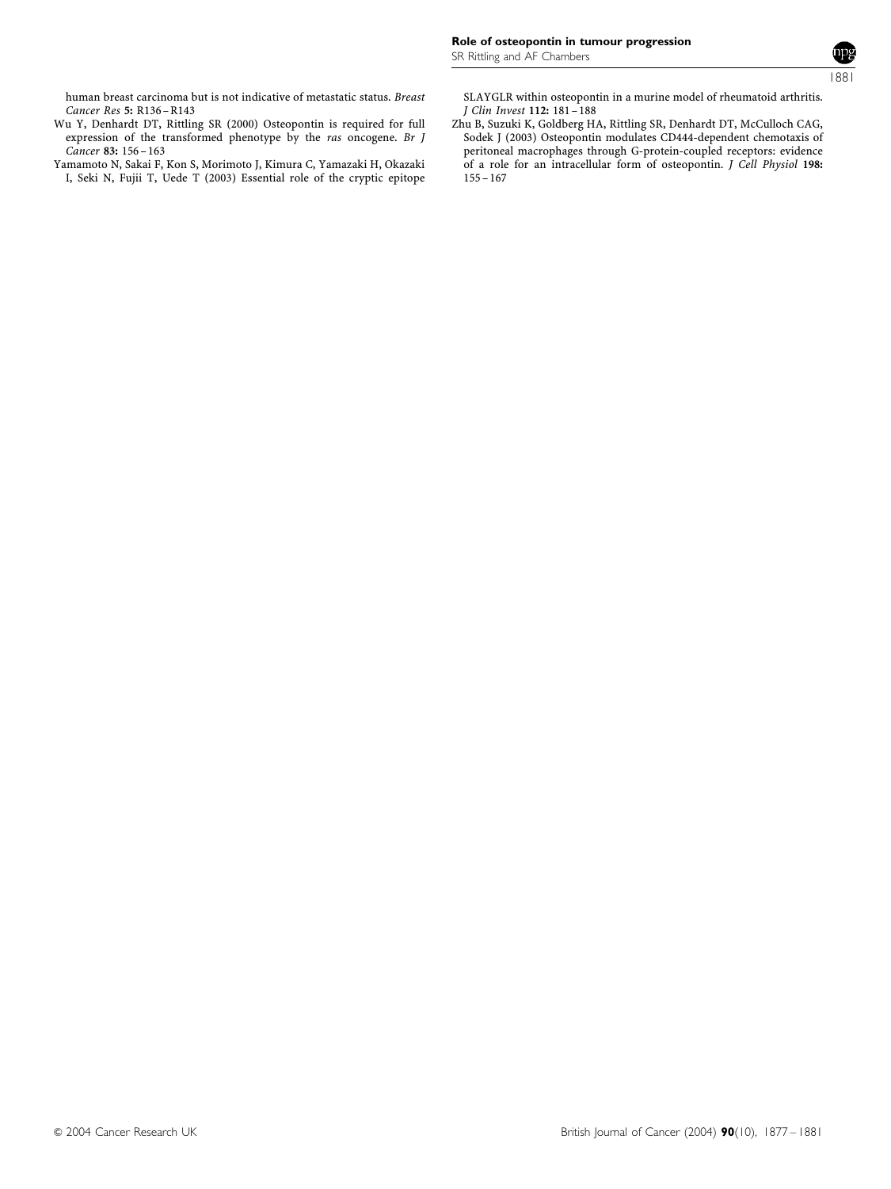human breast carcinoma but is not indicative of metastatic status. *Breast Cancer Res* **5:** R136 – R143

Wu Y, Denhardt DT, Rittling SR (2000) Osteopontin is required for full expression of the transformed phenotype by the *ras* oncogene. *Br J Cancer* **83:** 156 – 163

Yamamoto N, Sakai F, Kon S, Morimoto J, Kimura C, Yamazaki H, Okazaki I, Seki N, Fujii T, Uede T (2003) Essential role of the cryptic epitope SLAYGLR within osteopontin in a murine model of rheumatoid arthritis. *J Clin Invest* **112:** 181 – 188

Zhu B, Suzuki K, Goldberg HA, Rittling SR, Denhardt DT, McCulloch CAG, Sodek J (2003) Osteopontin modulates CD444-dependent chemotaxis of peritoneal macrophages through G-protein-coupled receptors: evidence of a role for an intracellular form of osteopontin. *J Cell Physiol* **198:** 155 – 167